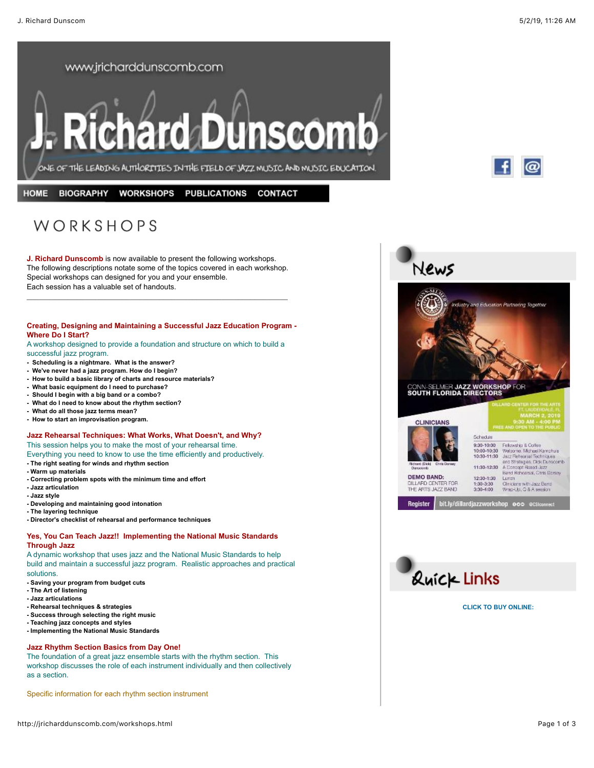# J. Richard Dunscomb

ONE OF THE LEADING AUTHORITIES IN THE FIELD OF JAZZ MUSIC AND MUSIC EDUCATION.

HOME | BIOGRAPHY | WORKSHOPS | PUBLICATIONS | CONTACT

## WORKSHOPS

**J. Richard Dunscomb** is now available to present the following workshops.
The following descriptions notate some of the topics covered in each workshop.
Special workshops can designed for you and your ensemble.
Each session has a valuable set of handouts.

---

### Creating, Designing and Maintaining a Successful Jazz Education Program - Where Do I Start?

A workshop designed to provide a foundation and structure on which to build a successful jazz program.

- **Scheduling is a nightmare. What is the answer?**
- **We've never had a jazz program. How do I begin?**
- **How to build a basic library of charts and resource materials?**
- **What basic equipment do I need to purchase?**
- **Should I begin with a big band or a combo?**
- **What do I need to know about the rhythm section?**
- **What do all those jazz terms mean?**
- **How to start an improvisation program.**

### Jazz Rehearsal Techniques: What Works, What Doesn't, and Why?

This session helps you to make the most of your rehearsal time.
Everything you need to know to use the time efficiently and productively.

- **The right seating for winds and rhythm section**
- **Warm up materials**
- **Correcting problem spots with the minimum time and effort**
- **Jazz articulation**
- **Jazz style**
- **Developing and maintaining good intonation**
- **The layering technique**
- **Director's checklist of rehearsal and performance techniques**

### Yes, You Can Teach Jazz!! Implementing the National Music Standards Through Jazz

A dynamic workshop that uses jazz and the National Music Standards to help build and maintain a successful jazz program. Realistic approaches and practical solutions.

- **Saving your program from budget cuts**
- **The Art of listening**
- **Jazz articulations**
- **Rehearsal techniques & strategies**
- **Success through selecting the right music**
- **Teaching jazz concepts and styles**
- **Implementing the National Music Standards**

### Jazz Rhythm Section Basics from Day One!

The foundation of a great jazz ensemble starts with the rhythm section. This workshop discusses the role of each instrument individually and then collectively as a section.

Specific information for each rhythm section instrument

## News

Conn-Selmer Division of Education — Industry and Education Partnering Together

CONN-SELMER **JAZZ WORKSHOP** FOR **SOUTH FLORIDA DIRECTORS**

DILLARD CENTER FOR THE ARTS
FT. LAUDERDALE, FL
MARCH 2, 2019
9:30 AM - 4:00 PM
FREE AND OPEN TO THE PUBLIC

CLINICIANS: Richard (Dick) Dunscomb, Chris Dorsey

DEMO BAND: DILLARD CENTER FOR THE ARTS JAZZ BAND

Schedule

| | |
|---|---|
| 9:30-10:00 | Fellowship & Coffee |
| 10:00-10:30 | Welcome, Michael Kamphuis |
| 10:30-11:30 | Jazz Rehearsal Techniques and Strategies, Dick Dunscomb |
| 11:30-12:30 | A Concept Based Jazz Band Rehearsal, Chris Dorsey |
| 12:30-1:30 | Lunch |
| 1:30-3:30 | Clinicians with Jazz Band |
| 3:30-4:00 | Wrap-Up, Q & A session |

Register bit.ly/dillardjazzworkshop @CSIconnect

## Quick Links

CLICK TO BUY ONLINE: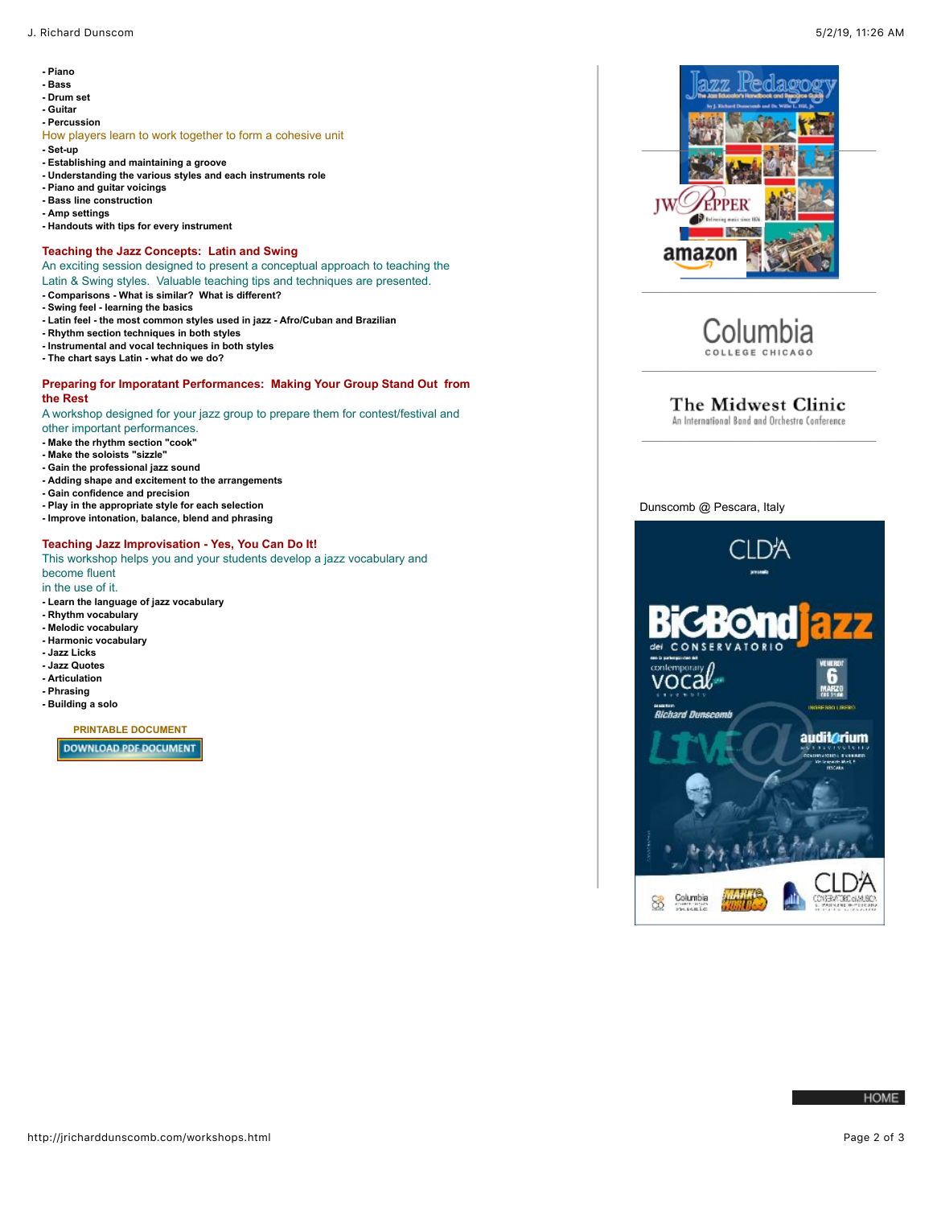- Piano
- Bass
- Drum set
- Guitar
- Percussion

How players learn to work together to form a cohesive unit

- Set-up
- Establishing and maintaining a groove
- Understanding the various styles and each instruments role
- Piano and guitar voicings
- Bass line construction
- Amp settings
- Handouts with tips for every instrument

## Teaching the Jazz Concepts: Latin and Swing

An exciting session designed to present a conceptual approach to teaching the Latin & Swing styles. Valuable teaching tips and techniques are presented.

- Comparisons - What is similar? What is different?
- Swing feel - learning the basics
- Latin feel - the most common styles used in jazz - Afro/Cuban and Brazilian
- Rhythm section techniques in both styles
- Instrumental and vocal techniques in both styles
- The chart says Latin - what do we do?

## Preparing for Imporatant Performances: Making Your Group Stand Out from the Rest

A workshop designed for your jazz group to prepare them for contest/festival and other important performances.

- Make the rhythm section "cook"
- Make the soloists "sizzle"
- Gain the professional jazz sound
- Adding shape and excitement to the arrangements
- Gain confidence and precision
- Play in the appropriate style for each selection
- Improve intonation, balance, blend and phrasing

## Teaching Jazz Improvisation - Yes, You Can Do It!

This workshop helps you and your students develop a jazz vocabulary and become fluent in the use of it.

- Learn the language of jazz vocabulary
- Rhythm vocabulary
- Melodic vocabulary
- Harmonic vocabulary
- Jazz Licks
- Jazz Quotes
- Articulation
- Phrasing
- Building a solo

PRINTABLE DOCUMENT

DOWNLOAD PDF DOCUMENT

Jazz Pedagogy

JW PEPPER

amazon

Columbia COLLEGE CHICAGO

The Midwest Clinic
An International Band and Orchestra Conference

Dunscomb @ Pescara, Italy

HOME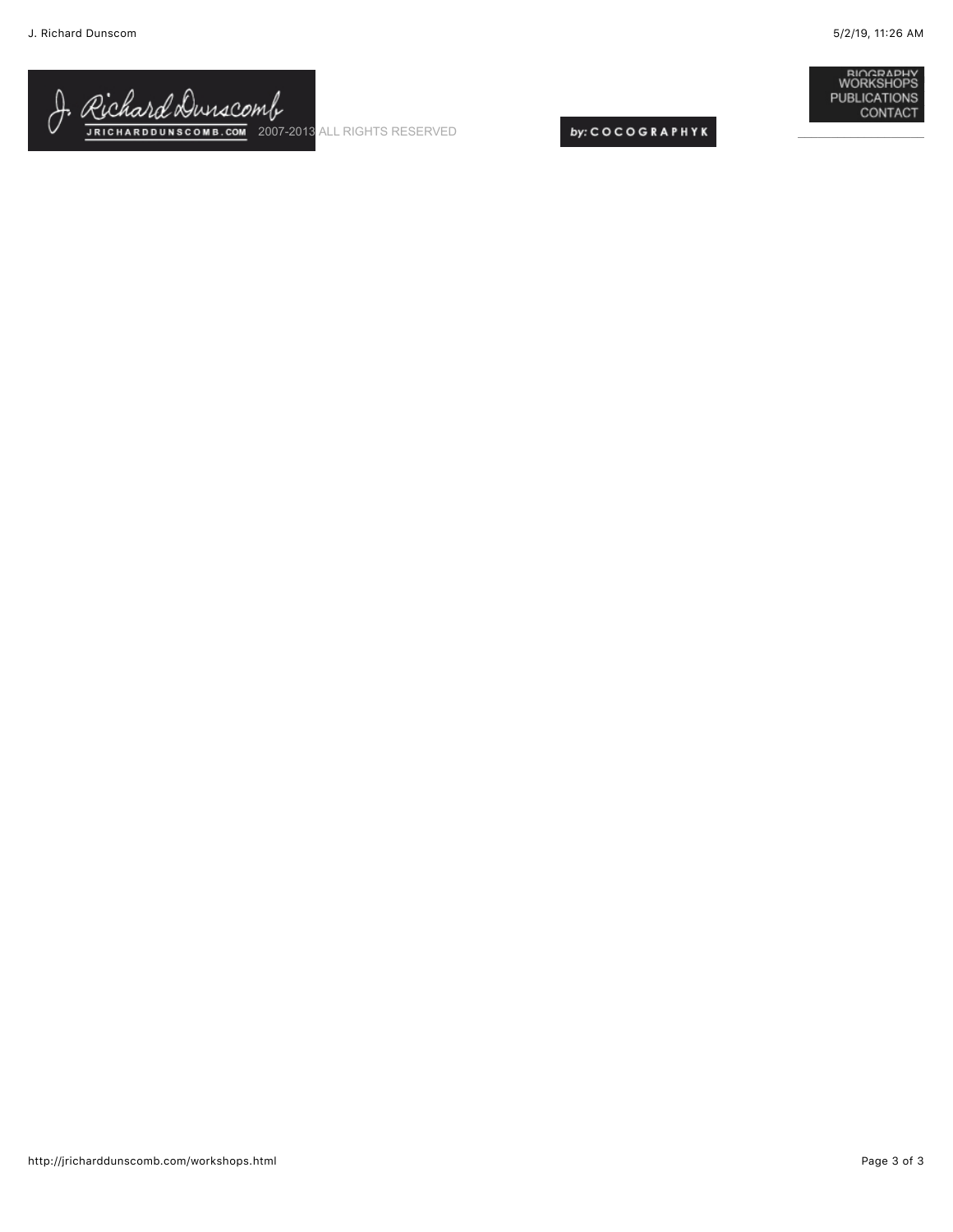J. Richard Dunscomb

JRICHARDDUNSCOMB.COM 2007-2013 ALL RIGHTS RESERVED

by: COCOGRAPHYK

BIOGRAPHY
WORKSHOPS
PUBLICATIONS
CONTACT